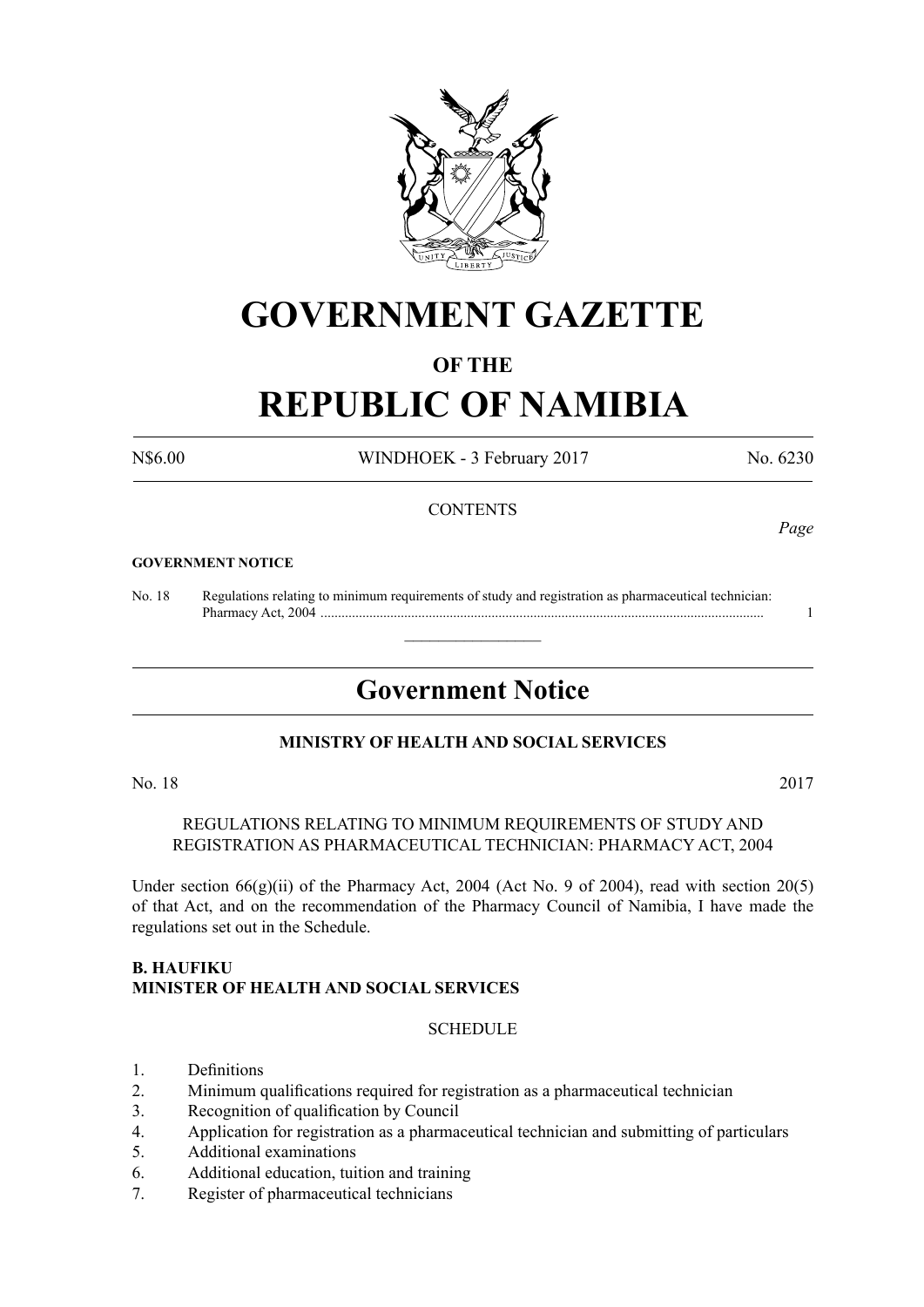# GOVERNMENT GAZETTE

## OF THE

# REPUBLIC OF NAMIBIA

N$6.00 WINDHOEK - 3 February 2017 No. 6230

CONTENTS

*Page*

**GOVERNMENT NOTICE**

No. 18 Regulations relating to minimum requirements of study and registration as pharmaceutical technician: Pharmacy Act, 2004 ............................................................................................................................... 1

---

## Government Notice

**MINISTRY OF HEALTH AND SOCIAL SERVICES**

No. 18 2017

REGULATIONS RELATING TO MINIMUM REQUIREMENTS OF STUDY AND REGISTRATION AS PHARMACEUTICAL TECHNICIAN: PHARMACY ACT, 2004

Under section 66(g)(ii) of the Pharmacy Act, 2004 (Act No. 9 of 2004), read with section 20(5) of that Act, and on the recommendation of the Pharmacy Council of Namibia, I have made the regulations set out in the Schedule.

**B. HAUFIKU**
**MINISTER OF HEALTH AND SOCIAL SERVICES**

SCHEDULE

1. Definitions
2. Minimum qualifications required for registration as a pharmaceutical technician
3. Recognition of qualification by Council
4. Application for registration as a pharmaceutical technician and submitting of particulars
5. Additional examinations
6. Additional education, tuition and training
7. Register of pharmaceutical technicians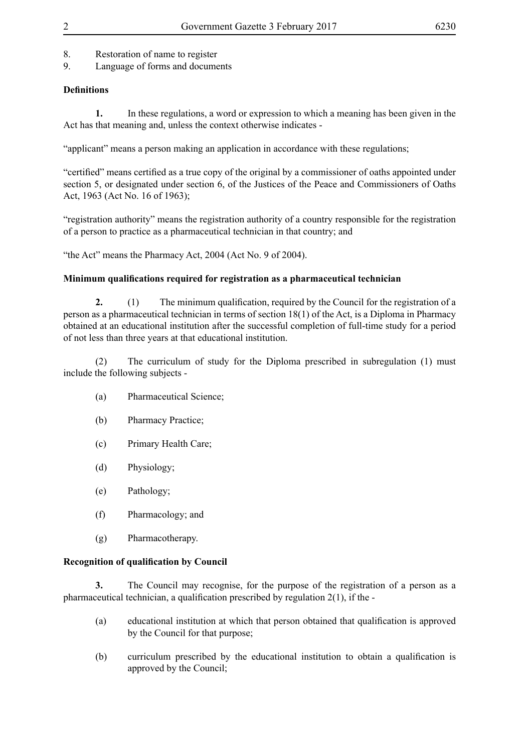8. Restoration of name to register
9. Language of forms and documents

**Definitions**

**1.** In these regulations, a word or expression to which a meaning has been given in the Act has that meaning and, unless the context otherwise indicates -

"applicant" means a person making an application in accordance with these regulations;

"certified" means certified as a true copy of the original by a commissioner of oaths appointed under section 5, or designated under section 6, of the Justices of the Peace and Commissioners of Oaths Act, 1963 (Act No. 16 of 1963);

"registration authority" means the registration authority of a country responsible for the registration of a person to practice as a pharmaceutical technician in that country; and

"the Act" means the Pharmacy Act, 2004 (Act No. 9 of 2004).

**Minimum qualifications required for registration as a pharmaceutical technician**

**2.** (1) The minimum qualification, required by the Council for the registration of a person as a pharmaceutical technician in terms of section 18(1) of the Act, is a Diploma in Pharmacy obtained at an educational institution after the successful completion of full-time study for a period of not less than three years at that educational institution.

(2) The curriculum of study for the Diploma prescribed in subregulation (1) must include the following subjects -

(a) Pharmaceutical Science;

(b) Pharmacy Practice;

(c) Primary Health Care;

(d) Physiology;

(e) Pathology;

(f) Pharmacology; and

(g) Pharmacotherapy.

**Recognition of qualification by Council**

**3.** The Council may recognise, for the purpose of the registration of a person as a pharmaceutical technician, a qualification prescribed by regulation 2(1), if the -

(a) educational institution at which that person obtained that qualification is approved by the Council for that purpose;

(b) curriculum prescribed by the educational institution to obtain a qualification is approved by the Council;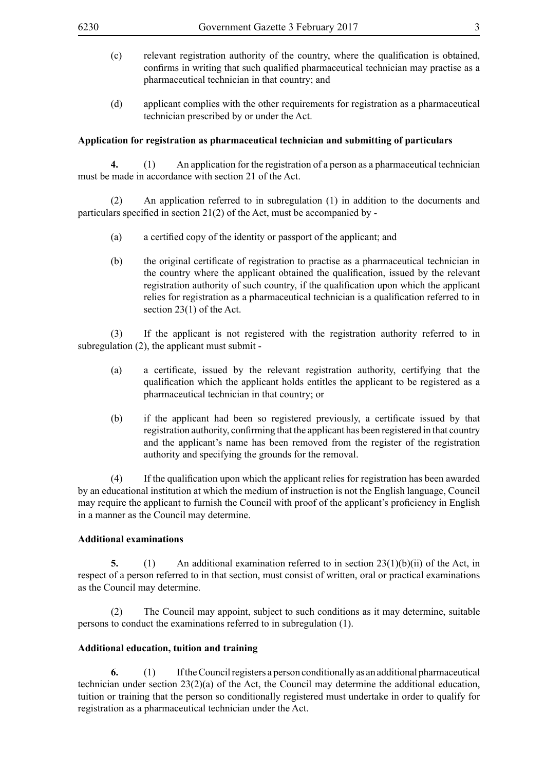(c) relevant registration authority of the country, where the qualification is obtained, confirms in writing that such qualified pharmaceutical technician may practise as a pharmaceutical technician in that country; and

(d) applicant complies with the other requirements for registration as a pharmaceutical technician prescribed by or under the Act.

**Application for registration as pharmaceutical technician and submitting of particulars**

**4.** (1) An application for the registration of a person as a pharmaceutical technician must be made in accordance with section 21 of the Act.

(2) An application referred to in subregulation (1) in addition to the documents and particulars specified in section 21(2) of the Act, must be accompanied by -

(a) a certified copy of the identity or passport of the applicant; and

(b) the original certificate of registration to practise as a pharmaceutical technician in the country where the applicant obtained the qualification, issued by the relevant registration authority of such country, if the qualification upon which the applicant relies for registration as a pharmaceutical technician is a qualification referred to in section 23(1) of the Act.

(3) If the applicant is not registered with the registration authority referred to in subregulation (2), the applicant must submit -

(a) a certificate, issued by the relevant registration authority, certifying that the qualification which the applicant holds entitles the applicant to be registered as a pharmaceutical technician in that country; or

(b) if the applicant had been so registered previously, a certificate issued by that registration authority, confirming that the applicant has been registered in that country and the applicant's name has been removed from the register of the registration authority and specifying the grounds for the removal.

(4) If the qualification upon which the applicant relies for registration has been awarded by an educational institution at which the medium of instruction is not the English language, Council may require the applicant to furnish the Council with proof of the applicant's proficiency in English in a manner as the Council may determine.

**Additional examinations**

**5.** (1) An additional examination referred to in section 23(1)(b)(ii) of the Act, in respect of a person referred to in that section, must consist of written, oral or practical examinations as the Council may determine.

(2) The Council may appoint, subject to such conditions as it may determine, suitable persons to conduct the examinations referred to in subregulation (1).

**Additional education, tuition and training**

**6.** (1) If the Council registers a person conditionally as an additional pharmaceutical technician under section 23(2)(a) of the Act, the Council may determine the additional education, tuition or training that the person so conditionally registered must undertake in order to qualify for registration as a pharmaceutical technician under the Act.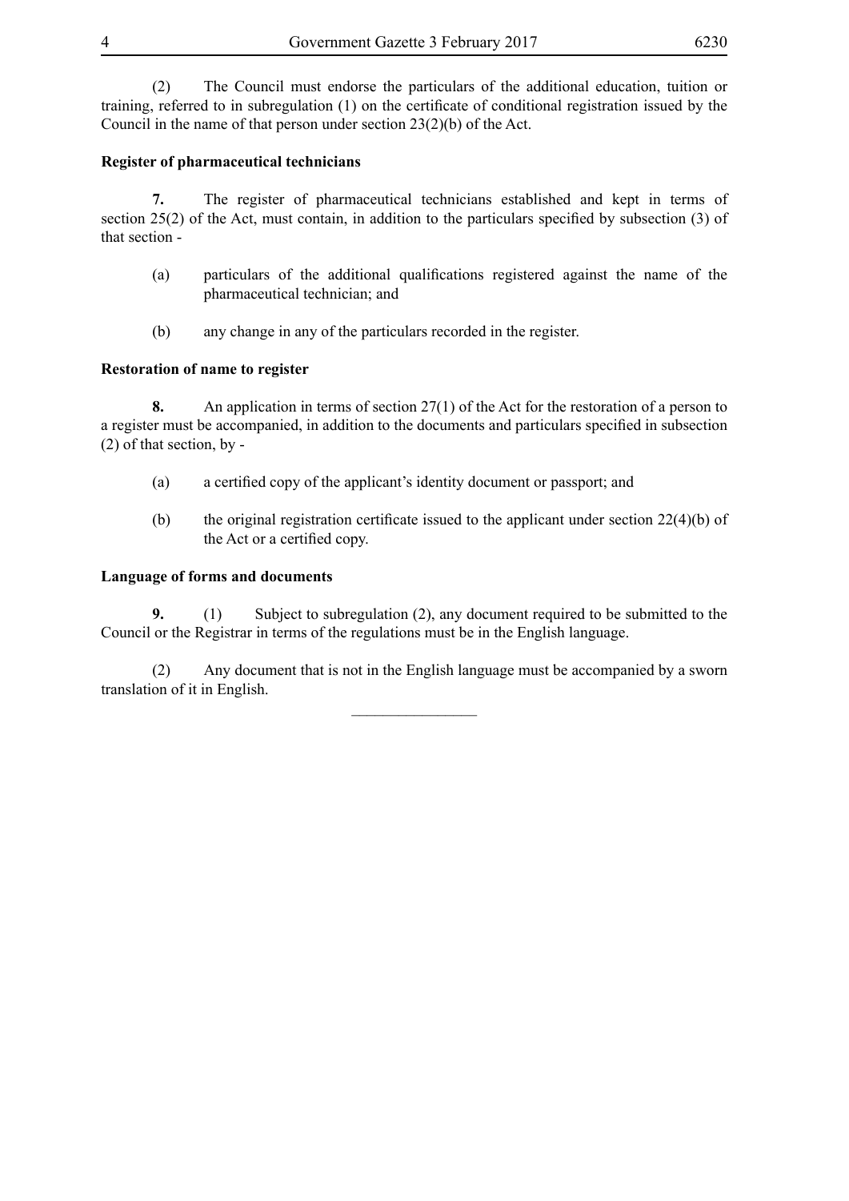(2) The Council must endorse the particulars of the additional education, tuition or training, referred to in subregulation (1) on the certificate of conditional registration issued by the Council in the name of that person under section 23(2)(b) of the Act.

**Register of pharmaceutical technicians**

**7.** The register of pharmaceutical technicians established and kept in terms of section 25(2) of the Act, must contain, in addition to the particulars specified by subsection (3) of that section -

(a) particulars of the additional qualifications registered against the name of the pharmaceutical technician; and

(b) any change in any of the particulars recorded in the register.

**Restoration of name to register**

**8.** An application in terms of section 27(1) of the Act for the restoration of a person to a register must be accompanied, in addition to the documents and particulars specified in subsection (2) of that section, by -

(a) a certified copy of the applicant's identity document or passport; and

(b) the original registration certificate issued to the applicant under section 22(4)(b) of the Act or a certified copy.

**Language of forms and documents**

**9.** (1) Subject to subregulation (2), any document required to be submitted to the Council or the Registrar in terms of the regulations must be in the English language.

(2) Any document that is not in the English language must be accompanied by a sworn translation of it in English.

________________